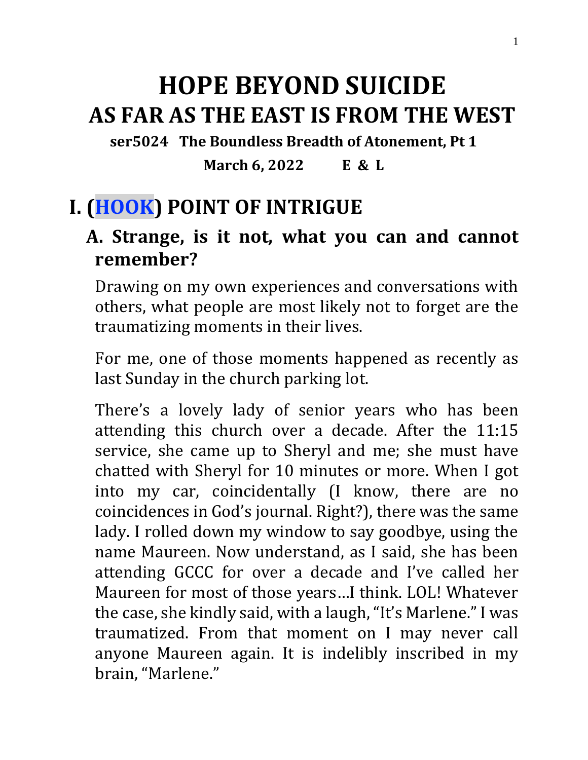# HOPE BEYOND SUICIDE
# AS FAR AS THE EAST IS FROM THE WEST

**ser5024 The Boundless Breadth of Atonement, Pt 1**

**March 6, 2022 E & L**

## I. (HOOK) POINT OF INTRIGUE

### A. Strange, is it not, what you can and cannot remember?

Drawing on my own experiences and conversations with others, what people are most likely not to forget are the traumatizing moments in their lives.

For me, one of those moments happened as recently as last Sunday in the church parking lot.

There's a lovely lady of senior years who has been attending this church over a decade. After the 11:15 service, she came up to Sheryl and me; she must have chatted with Sheryl for 10 minutes or more. When I got into my car, coincidentally (I know, there are no coincidences in God's journal. Right?), there was the same lady. I rolled down my window to say goodbye, using the name Maureen. Now understand, as I said, she has been attending GCCC for over a decade and I've called her Maureen for most of those years…I think. LOL! Whatever the case, she kindly said, with a laugh, "It's Marlene." I was traumatized. From that moment on I may never call anyone Maureen again. It is indelibly inscribed in my brain, "Marlene."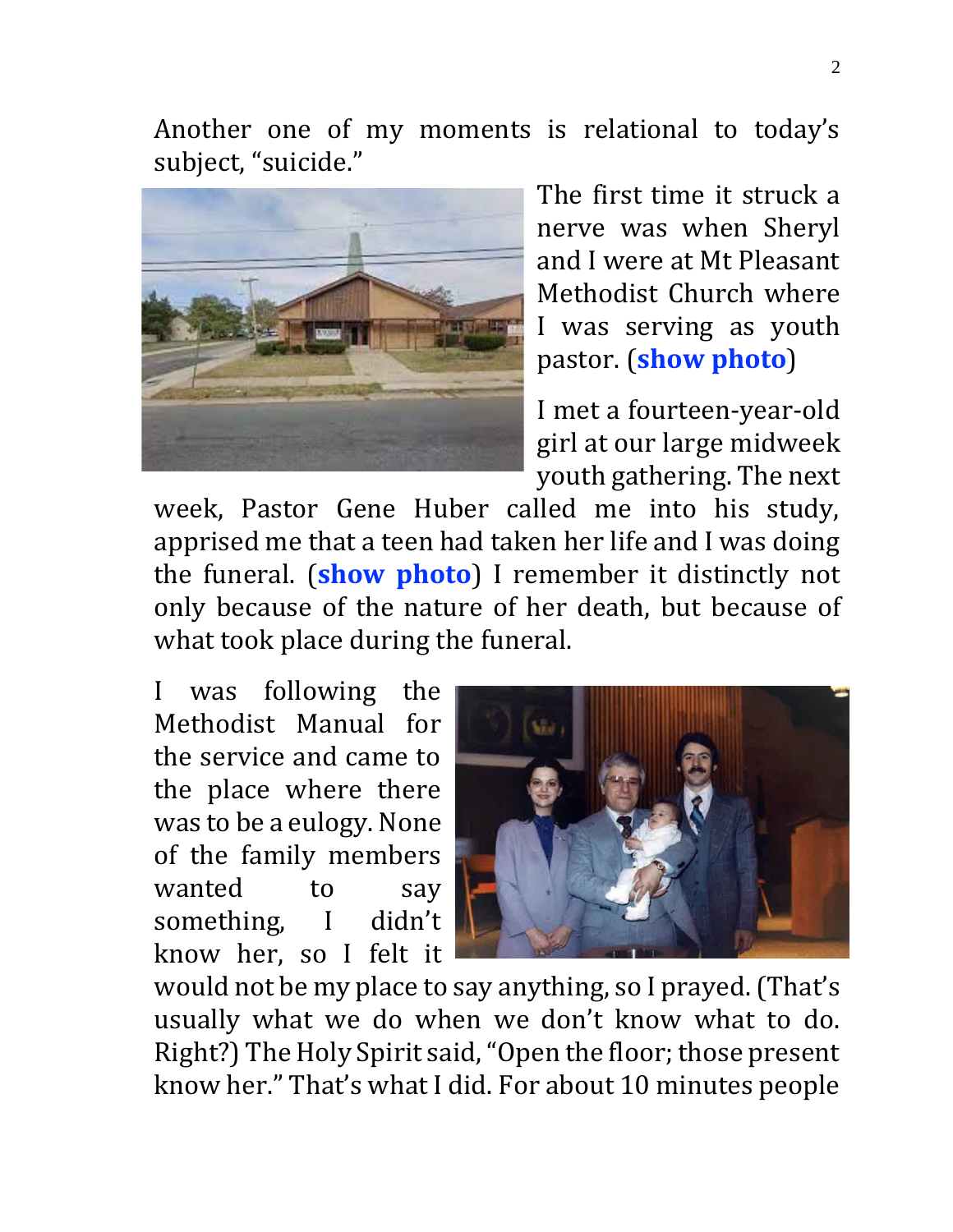Another one of my moments is relational to today's subject, "suicide."

The first time it struck a nerve was when Sheryl and I were at Mt Pleasant Methodist Church where I was serving as youth pastor. (**show photo**)

I met a fourteen-year-old girl at our large midweek youth gathering. The next week, Pastor Gene Huber called me into his study, apprised me that a teen had taken her life and I was doing the funeral. (**show photo**) I remember it distinctly not only because of the nature of her death, but because of what took place during the funeral.

I was following the Methodist Manual for the service and came to the place where there was to be a eulogy. None of the family members wanted to say something, I didn't know her, so I felt it would not be my place to say anything, so I prayed. (That's usually what we do when we don't know what to do. Right?) The Holy Spirit said, "Open the floor; those present know her." That's what I did. For about 10 minutes people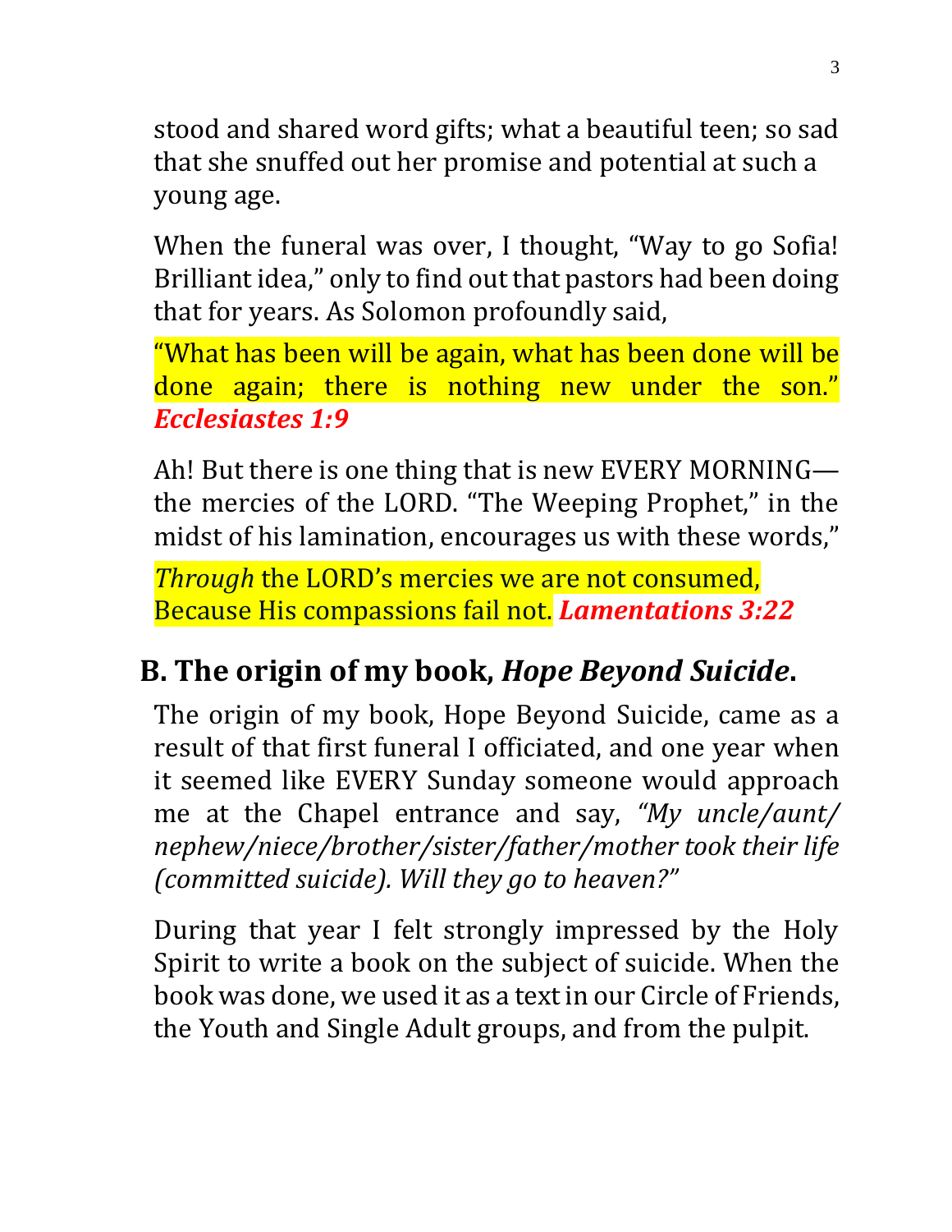stood and shared word gifts; what a beautiful teen; so sad that she snuffed out her promise and potential at such a young age.

When the funeral was over, I thought, "Way to go Sofia! Brilliant idea," only to find out that pastors had been doing that for years. As Solomon profoundly said,

"What has been will be again, what has been done will be done again; there is nothing new under the son." ***Ecclesiastes 1:9***

Ah! But there is one thing that is new EVERY MORNING—the mercies of the LORD. "The Weeping Prophet," in the midst of his lamination, encourages us with these words,"

*Through* the LORD's mercies we are not consumed,
Because His compassions fail not. ***Lamentations 3:22***

## B. The origin of my book, *Hope Beyond Suicide*.

The origin of my book, Hope Beyond Suicide, came as a result of that first funeral I officiated, and one year when it seemed like EVERY Sunday someone would approach me at the Chapel entrance and say, *"My uncle/aunt/ nephew/niece/brother/sister/father/mother took their life (committed suicide). Will they go to heaven?"*

During that year I felt strongly impressed by the Holy Spirit to write a book on the subject of suicide. When the book was done, we used it as a text in our Circle of Friends, the Youth and Single Adult groups, and from the pulpit.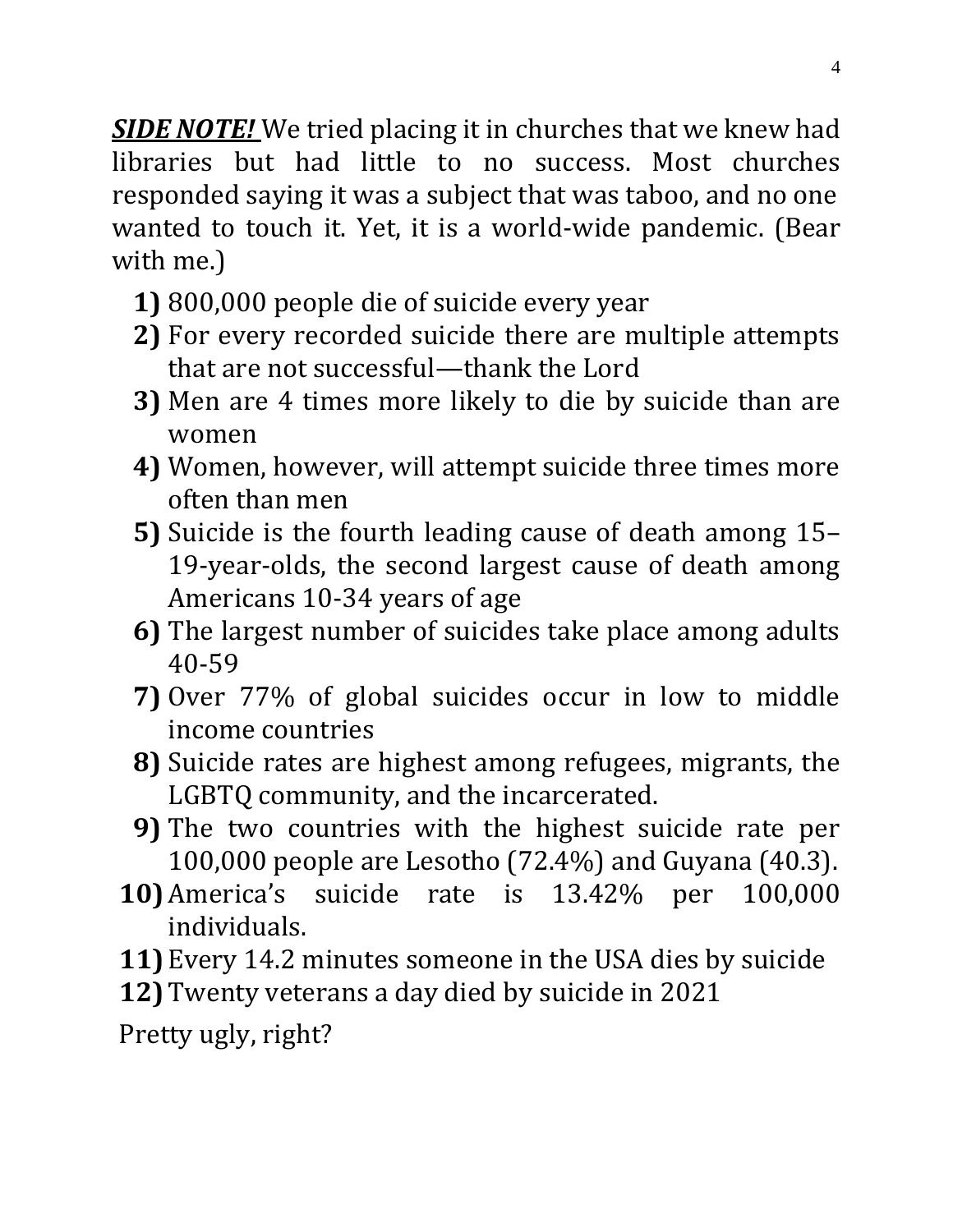***SIDE NOTE!*** We tried placing it in churches that we knew had libraries but had little to no success. Most churches responded saying it was a subject that was taboo, and no one wanted to touch it. Yet, it is a world-wide pandemic. (Bear with me.)

1) 800,000 people die of suicide every year
2) For every recorded suicide there are multiple attempts that are not successful—thank the Lord
3) Men are 4 times more likely to die by suicide than are women
4) Women, however, will attempt suicide three times more often than men
5) Suicide is the fourth leading cause of death among 15–19-year-olds, the second largest cause of death among Americans 10-34 years of age
6) The largest number of suicides take place among adults 40-59
7) Over 77% of global suicides occur in low to middle income countries
8) Suicide rates are highest among refugees, migrants, the LGBTQ community, and the incarcerated.
9) The two countries with the highest suicide rate per 100,000 people are Lesotho (72.4%) and Guyana (40.3).
10) America's suicide rate is 13.42% per 100,000 individuals.
11) Every 14.2 minutes someone in the USA dies by suicide
12) Twenty veterans a day died by suicide in 2021

Pretty ugly, right?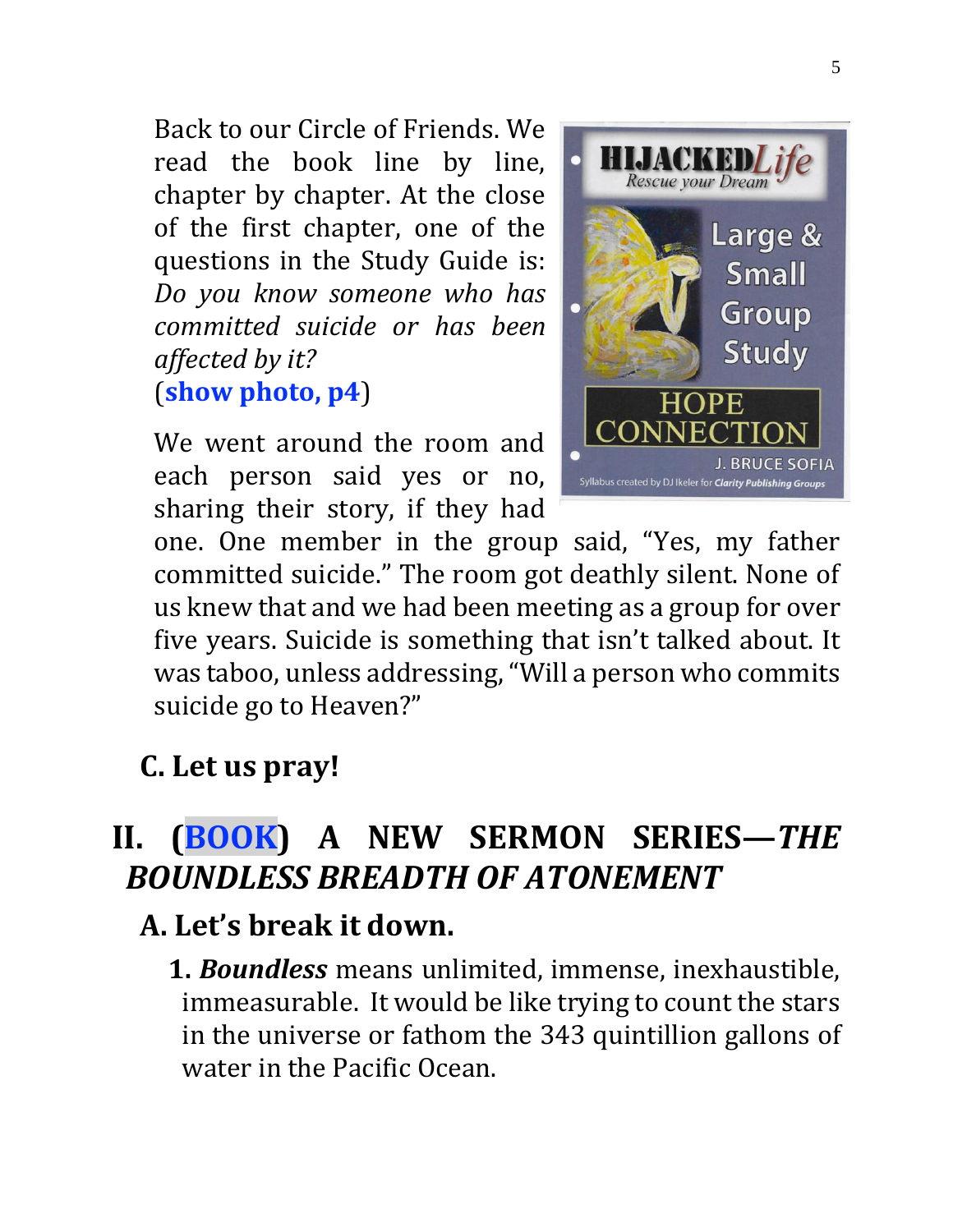Back to our Circle of Friends. We read the book line by line, chapter by chapter. At the close of the first chapter, one of the questions in the Study Guide is: *Do you know someone who has committed suicide or has been affected by it?* (**show photo, p4**)

We went around the room and each person said yes or no, sharing their story, if they had one. One member in the group said, "Yes, my father committed suicide." The room got deathly silent. None of us knew that and we had been meeting as a group for over five years. Suicide is something that isn't talked about. It was taboo, unless addressing, "Will a person who commits suicide go to Heaven?"

### C. Let us pray!

## II. (BOOK) A NEW SERMON SERIES—*THE BOUNDLESS BREADTH OF ATONEMENT*

### A. Let's break it down.

**1.** ***Boundless*** means unlimited, immense, inexhaustible, immeasurable. It would be like trying to count the stars in the universe or fathom the 343 quintillion gallons of water in the Pacific Ocean.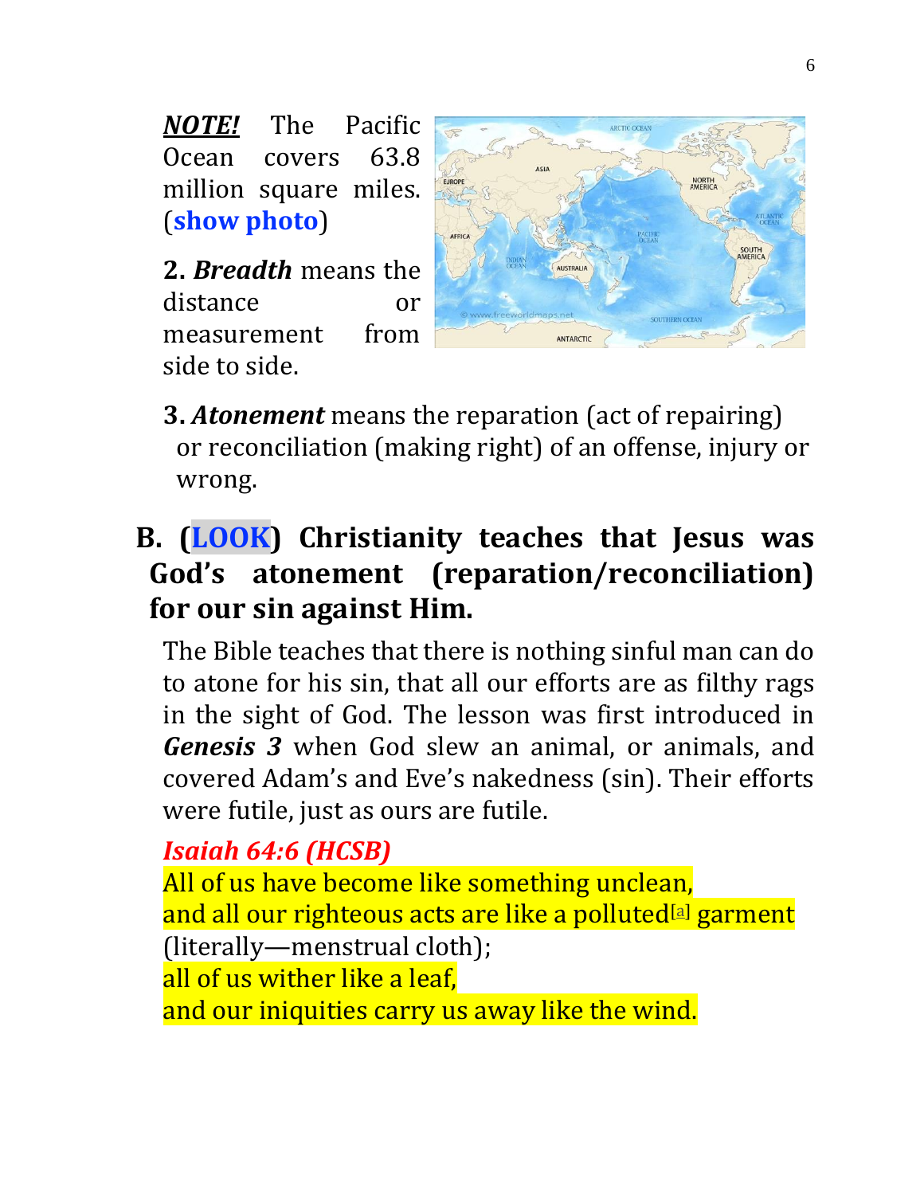***NOTE!*** The Pacific Ocean covers 63.8 million square miles. (**show photo**)

**2.** ***Breadth*** means the distance or measurement from side to side.

**3.** ***Atonement*** means the reparation (act of repairing) or reconciliation (making right) of an offense, injury or wrong.

## B. (LOOK) Christianity teaches that Jesus was God's atonement (reparation/reconciliation) for our sin against Him.

The Bible teaches that there is nothing sinful man can do to atone for his sin, that all our efforts are as filthy rags in the sight of God. The lesson was first introduced in ***Genesis 3*** when God slew an animal, or animals, and covered Adam's and Eve's nakedness (sin). Their efforts were futile, just as ours are futile.

***Isaiah 64:6 (HCSB)***
All of us have become like something unclean,
and all our righteous acts are like a polluted[a] garment (literally—menstrual cloth);
all of us wither like a leaf,
and our iniquities carry us away like the wind.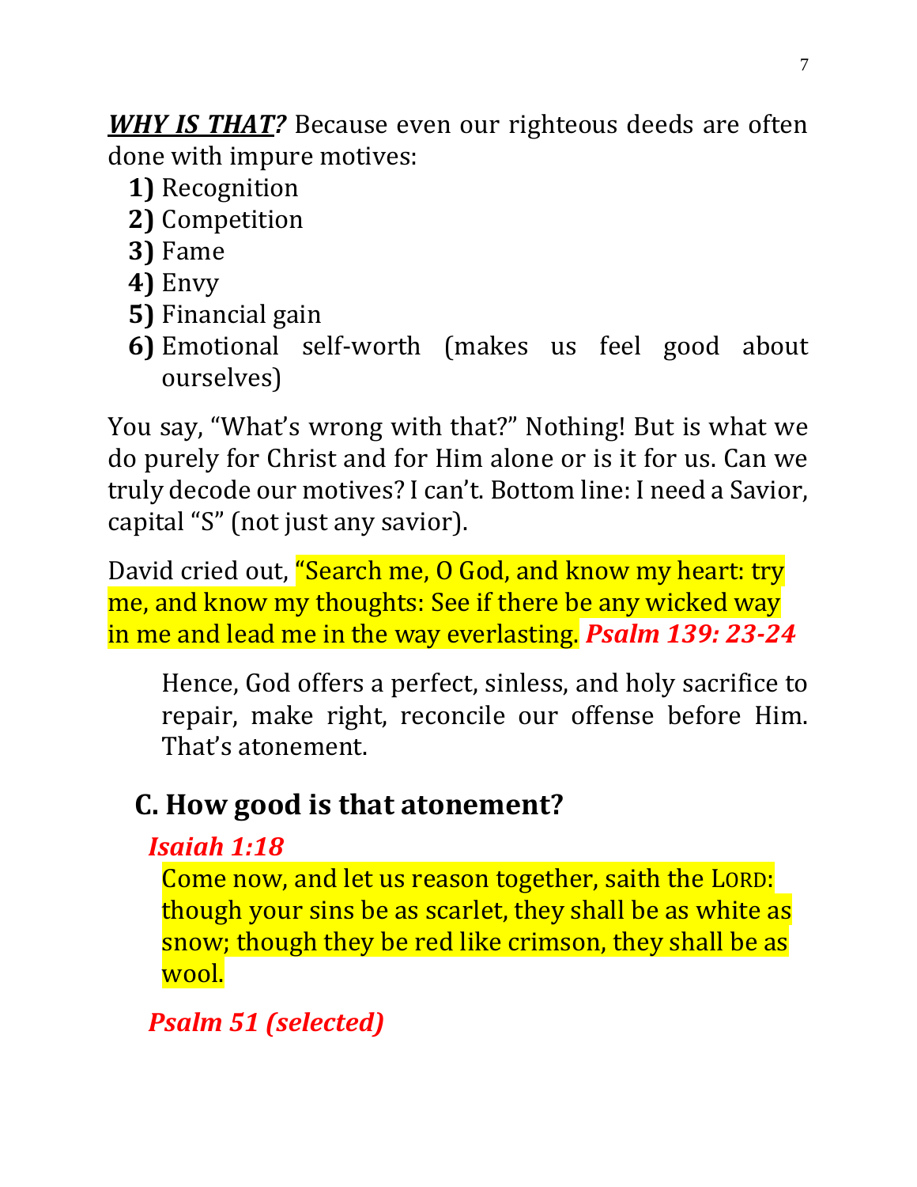***WHY IS THAT?*** Because even our righteous deeds are often done with impure motives:

1) Recognition
2) Competition
3) Fame
4) Envy
5) Financial gain
6) Emotional self-worth (makes us feel good about ourselves)

You say, "What's wrong with that?" Nothing! But is what we do purely for Christ and for Him alone or is it for us. Can we truly decode our motives? I can't. Bottom line: I need a Savior, capital "S" (not just any savior).

David cried out, "Search me, O God, and know my heart: try me, and know my thoughts: See if there be any wicked way in me and lead me in the way everlasting. ***Psalm 139: 23-24***

> Hence, God offers a perfect, sinless, and holy sacrifice to repair, make right, reconcile our offense before Him. That's atonement.

## C. How good is that atonement?

***Isaiah 1:18***

> Come now, and let us reason together, saith the LORD: though your sins be as scarlet, they shall be as white as snow; though they be red like crimson, they shall be as wool.

***Psalm 51 (selected)***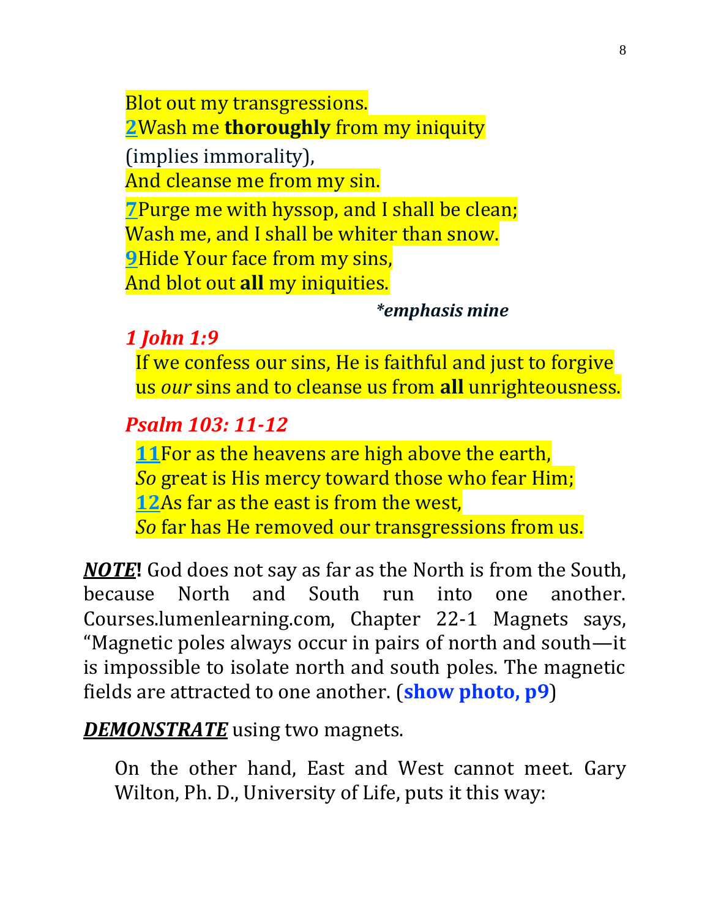Blot out my transgressions.
2Wash me **thoroughly** from my iniquity
(implies immorality),
And cleanse me from my sin.
7Purge me with hyssop, and I shall be clean;
Wash me, and I shall be whiter than snow.
9Hide Your face from my sins,
And blot out **all** my iniquities.

***emphasis mine***

***1 John 1:9***

If we confess our sins, He is faithful and just to forgive us *our* sins and to cleanse us from **all** unrighteousness.

***Psalm 103: 11-12***

11For as the heavens are high above the earth,
*So* great is His mercy toward those who fear Him;
12As far as the east is from the west,
*So* far has He removed our transgressions from us.

***NOTE*!** God does not say as far as the North is from the South, because North and South run into one another. Courses.lumenlearning.com, Chapter 22-1 Magnets says, "Magnetic poles always occur in pairs of north and south—it is impossible to isolate north and south poles. The magnetic fields are attracted to one another. (**show photo, p9**)

***DEMONSTRATE*** using two magnets.

On the other hand, East and West cannot meet. Gary Wilton, Ph. D., University of Life, puts it this way: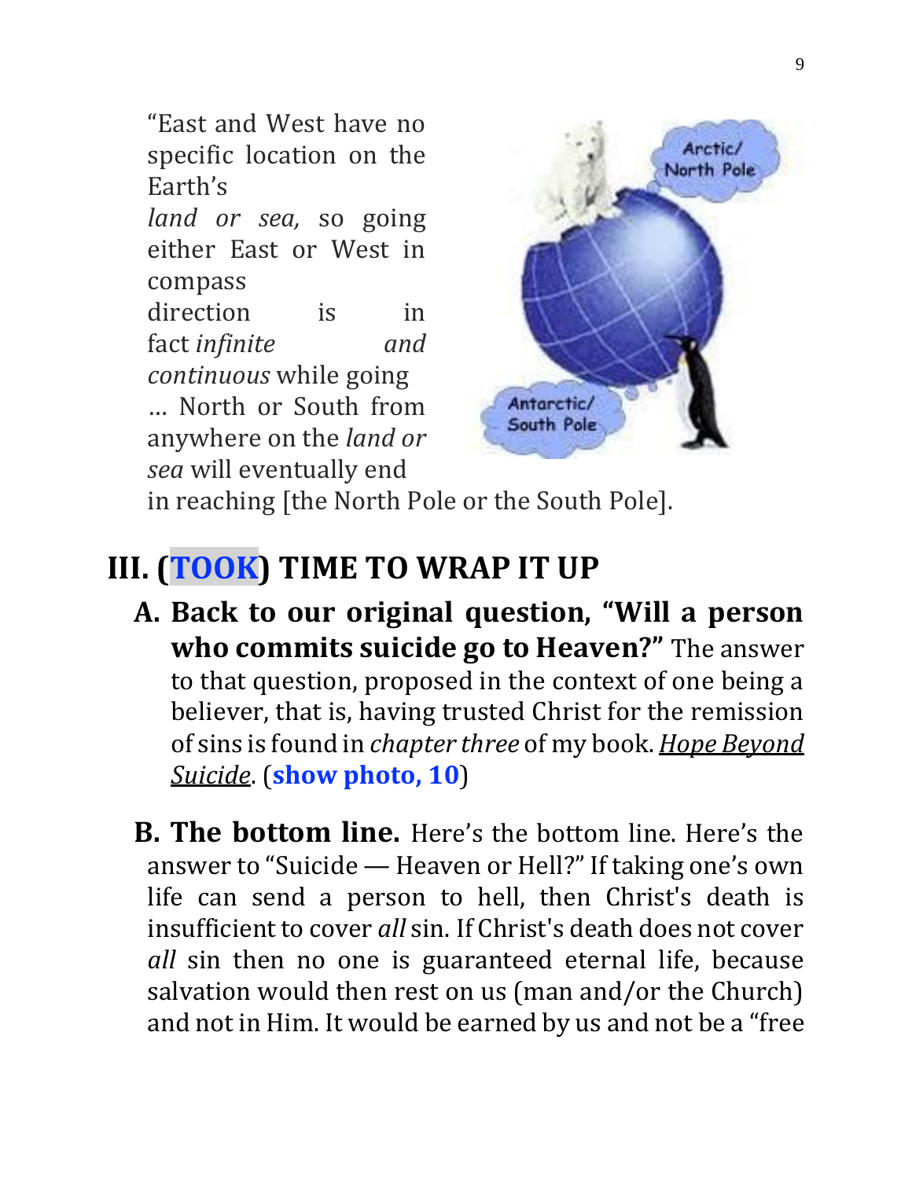"East and West have no specific location on the Earth's *land or sea,* so going either East or West in compass direction is in fact *infinite and continuous* while going … North or South from anywhere on the *land or sea* will eventually end in reaching [the North Pole or the South Pole].

## III. (TOOK) TIME TO WRAP IT UP

**A. Back to our original question, "Will a person who commits suicide go to Heaven?"** The answer to that question, proposed in the context of one being a believer, that is, having trusted Christ for the remission of sins is found in *chapter three* of my book. _Hope Beyond Suicide_. (**show photo, 10**)

**B. The bottom line.** Here's the bottom line. Here's the answer to "Suicide — Heaven or Hell?" If taking one's own life can send a person to hell, then Christ's death is insufficient to cover *all* sin. If Christ's death does not cover *all* sin then no one is guaranteed eternal life, because salvation would then rest on us (man and/or the Church) and not in Him. It would be earned by us and not be a "free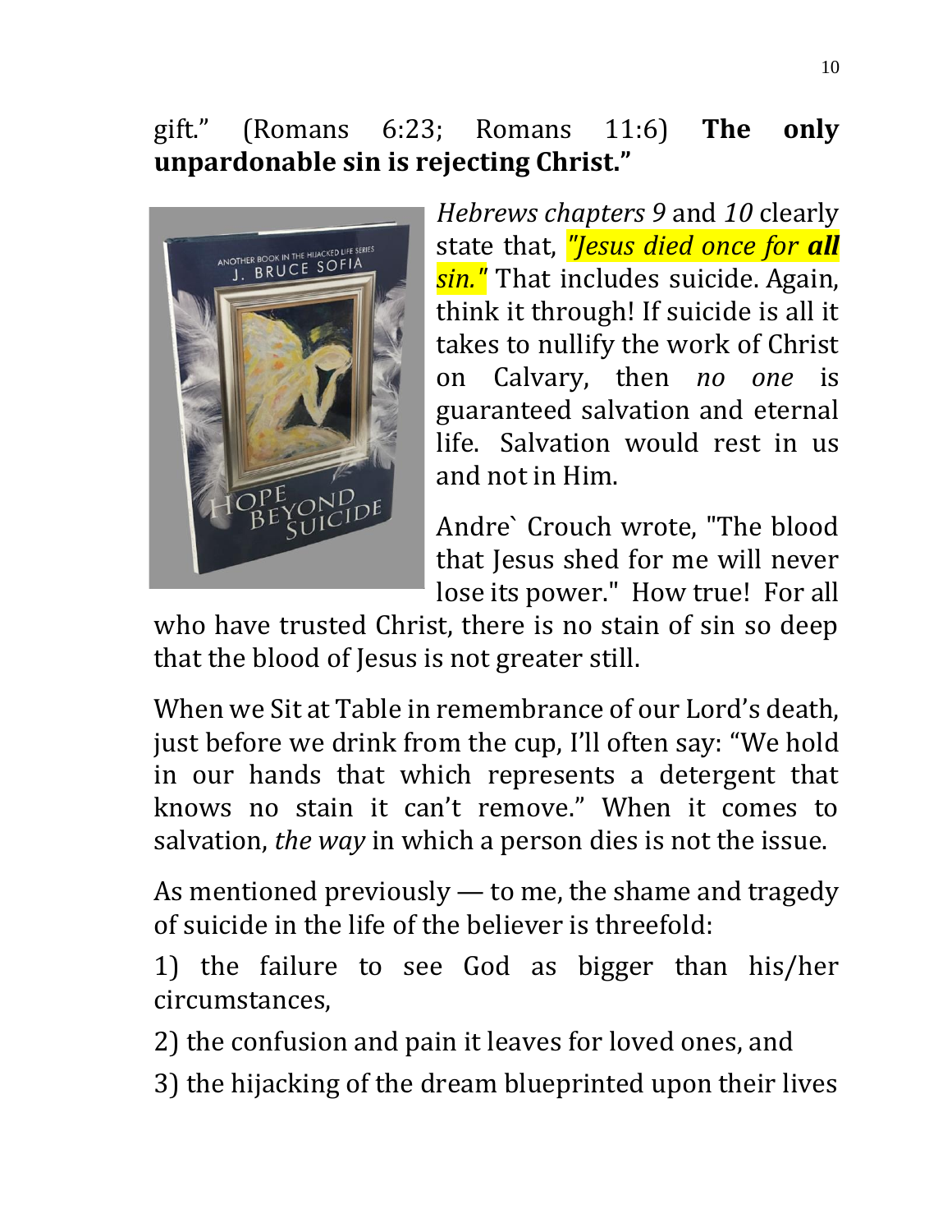gift." (Romans 6:23; Romans 11:6) **The only unpardonable sin is rejecting Christ."**

*Hebrews chapters 9* and *10* clearly state that, *"Jesus died once for **all** sin."* That includes suicide. Again, think it through! If suicide is all it takes to nullify the work of Christ on Calvary, then *no one* is guaranteed salvation and eternal life. Salvation would rest in us and not in Him.

Andre` Crouch wrote, "The blood that Jesus shed for me will never lose its power." How true! For all who have trusted Christ, there is no stain of sin so deep that the blood of Jesus is not greater still.

When we Sit at Table in remembrance of our Lord's death, just before we drink from the cup, I'll often say: "We hold in our hands that which represents a detergent that knows no stain it can't remove." When it comes to salvation, *the way* in which a person dies is not the issue.

As mentioned previously — to me, the shame and tragedy of suicide in the life of the believer is threefold:

1) the failure to see God as bigger than his/her circumstances,

2) the confusion and pain it leaves for loved ones, and

3) the hijacking of the dream blueprinted upon their lives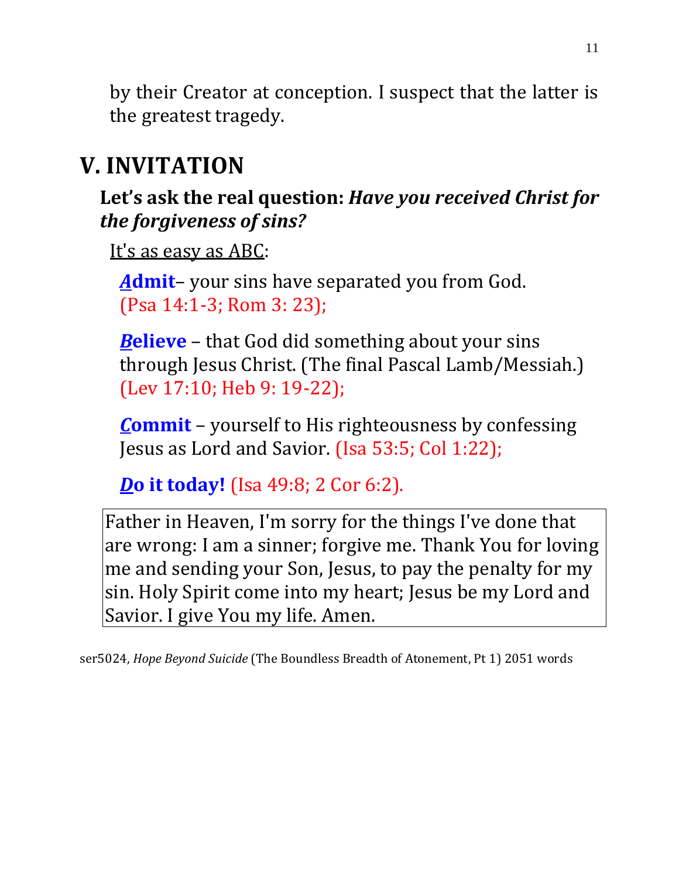by their Creator at conception. I suspect that the latter is the greatest tragedy.

# V. INVITATION

**Let's ask the real question:** ***Have you received Christ for the forgiveness of sins?***

It's as easy as ABC:

***A*****dmit**– your sins have separated you from God. (Psa 14:1-3; Rom 3: 23);

***B*****elieve** – that God did something about your sins through Jesus Christ. (The final Pascal Lamb/Messiah.) (Lev 17:10; Heb 9: 19-22);

***C*****ommit** – yourself to His righteousness by confessing Jesus as Lord and Savior. (Isa 53:5; Col 1:22);

***D*****o it today!** (Isa 49:8; 2 Cor 6:2).

> Father in Heaven, I'm sorry for the things I've done that are wrong: I am a sinner; forgive me. Thank You for loving me and sending your Son, Jesus, to pay the penalty for my sin. Holy Spirit come into my heart; Jesus be my Lord and Savior. I give You my life. Amen.

ser5024, *Hope Beyond Suicide* (The Boundless Breadth of Atonement, Pt 1) 2051 words